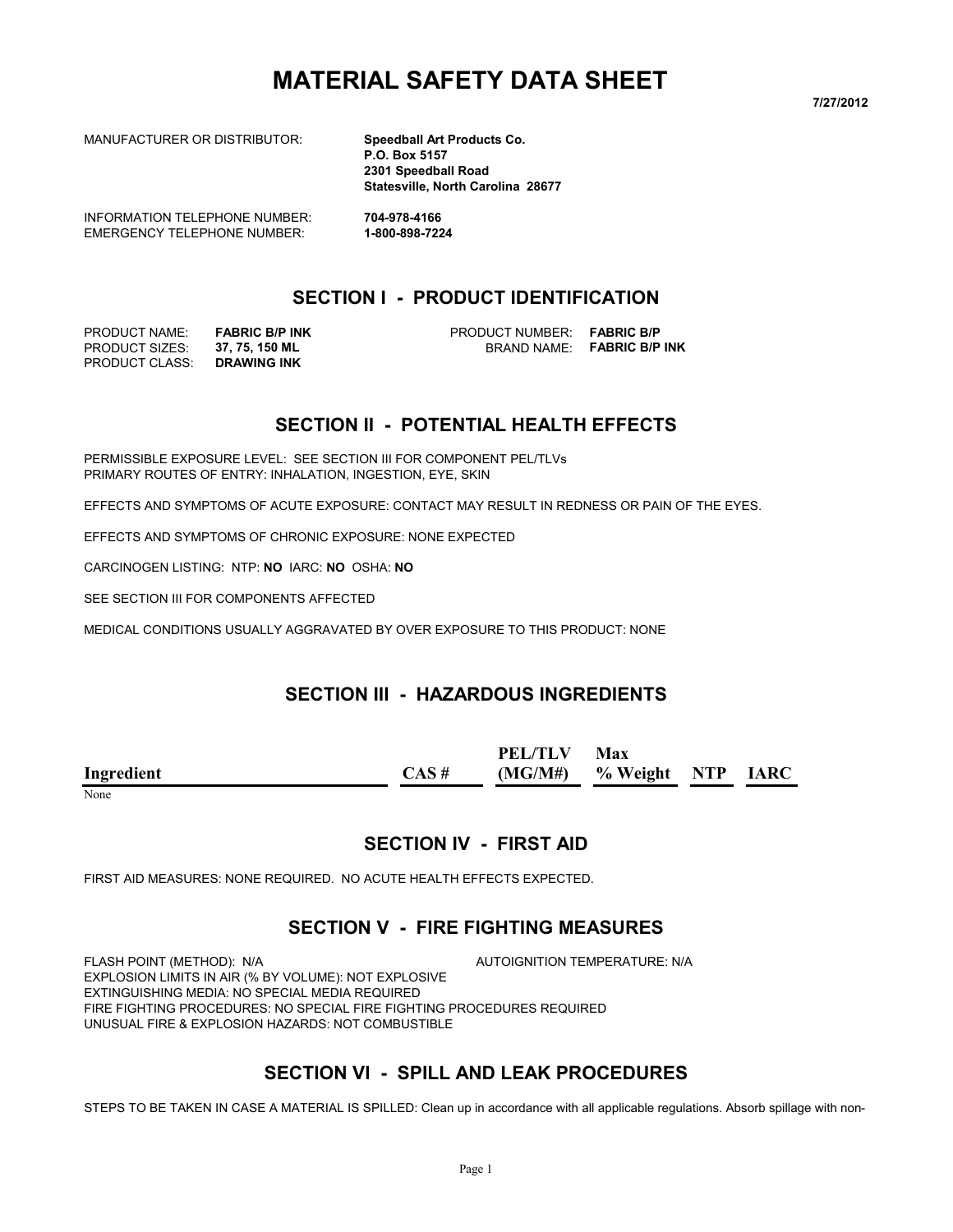# MATERIAL SAFETY DATA SHEET

**7/27/2012**

MANUFACTURER OR DISTRIBUTOR: **Speedball Art Products Co.**
**P.O. Box 5157**
**2301 Speedball Road**
**Statesville, North Carolina 28677**

INFORMATION TELEPHONE NUMBER: **704-978-4166**
EMERGENCY TELEPHONE NUMBER: **1-800-898-7224**

## SECTION I - PRODUCT IDENTIFICATION

PRODUCT NAME: **FABRIC B/P INK**
PRODUCT SIZES: **37, 75, 150 ML**
PRODUCT CLASS: **DRAWING INK**

PRODUCT NUMBER: **FABRIC B/P**
BRAND NAME: **FABRIC B/P INK**

## SECTION II - POTENTIAL HEALTH EFFECTS

PERMISSIBLE EXPOSURE LEVEL: SEE SECTION III FOR COMPONENT PEL/TLVs
PRIMARY ROUTES OF ENTRY: INHALATION, INGESTION, EYE, SKIN

EFFECTS AND SYMPTOMS OF ACUTE EXPOSURE: CONTACT MAY RESULT IN REDNESS OR PAIN OF THE EYES.

EFFECTS AND SYMPTOMS OF CHRONIC EXPOSURE: NONE EXPECTED

CARCINOGEN LISTING: NTP: **NO** IARC: **NO** OSHA: **NO**

SEE SECTION III FOR COMPONENTS AFFECTED

MEDICAL CONDITIONS USUALLY AGGRAVATED BY OVER EXPOSURE TO THIS PRODUCT: NONE

## SECTION III - HAZARDOUS INGREDIENTS

| Ingredient | CAS # | PEL/TLV (MG/M#) | Max % Weight | NTP | IARC |
|---|---|---|---|---|---|
| None | | | | | |

## SECTION IV - FIRST AID

FIRST AID MEASURES: NONE REQUIRED. NO ACUTE HEALTH EFFECTS EXPECTED.

## SECTION V - FIRE FIGHTING MEASURES

FLASH POINT (METHOD): N/A
AUTOIGNITION TEMPERATURE: N/A
EXPLOSION LIMITS IN AIR (% BY VOLUME): NOT EXPLOSIVE
EXTINGUISHING MEDIA: NO SPECIAL MEDIA REQUIRED
FIRE FIGHTING PROCEDURES: NO SPECIAL FIRE FIGHTING PROCEDURES REQUIRED
UNUSUAL FIRE & EXPLOSION HAZARDS: NOT COMBUSTIBLE

## SECTION VI - SPILL AND LEAK PROCEDURES

STEPS TO BE TAKEN IN CASE A MATERIAL IS SPILLED: Clean up in accordance with all applicable regulations. Absorb spillage with non-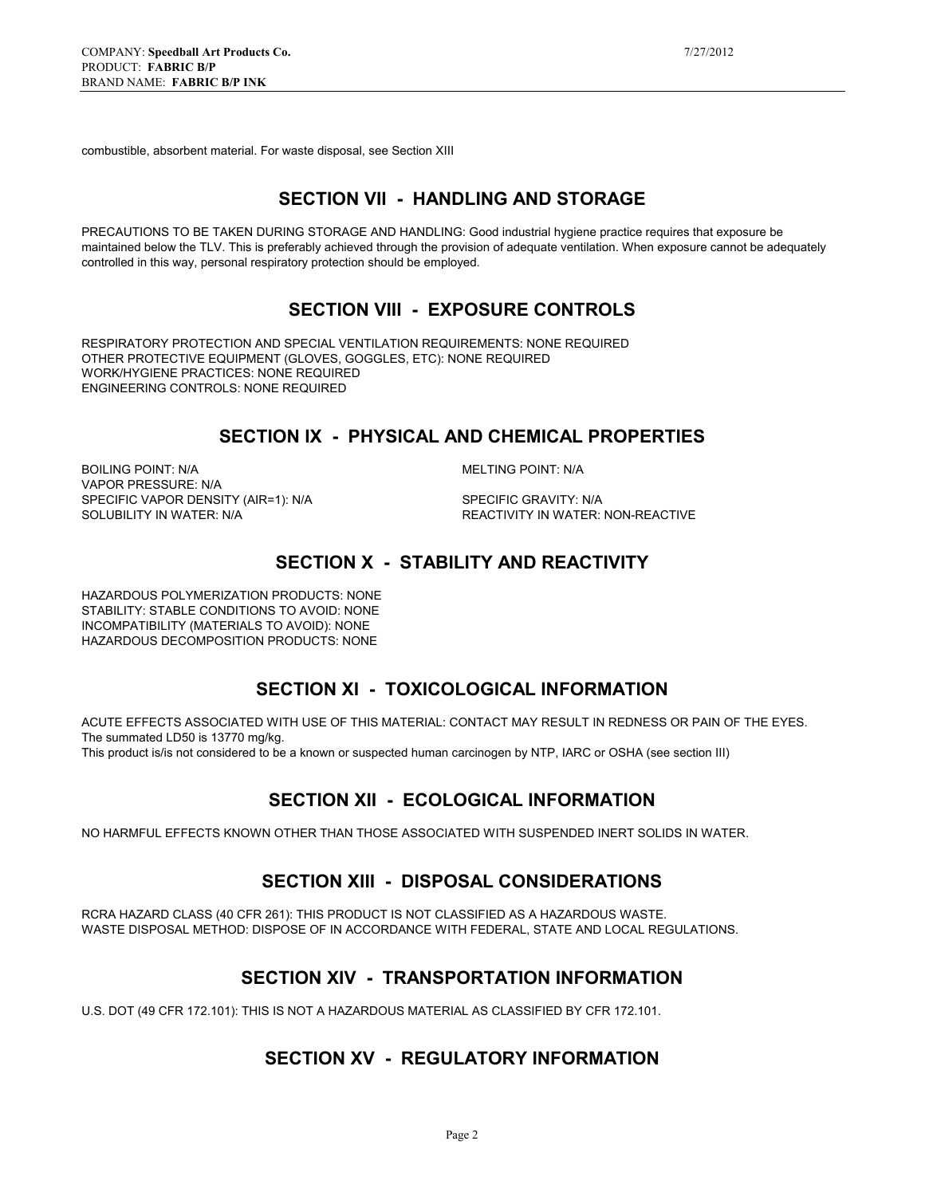combustible, absorbent material. For waste disposal, see Section XIII

## SECTION VII - HANDLING AND STORAGE

PRECAUTIONS TO BE TAKEN DURING STORAGE AND HANDLING: Good industrial hygiene practice requires that exposure be maintained below the TLV. This is preferably achieved through the provision of adequate ventilation. When exposure cannot be adequately controlled in this way, personal respiratory protection should be employed.

## SECTION VIII - EXPOSURE CONTROLS

RESPIRATORY PROTECTION AND SPECIAL VENTILATION REQUIREMENTS: NONE REQUIRED
OTHER PROTECTIVE EQUIPMENT (GLOVES, GOGGLES, ETC): NONE REQUIRED
WORK/HYGIENE PRACTICES: NONE REQUIRED
ENGINEERING CONTROLS: NONE REQUIRED

## SECTION IX - PHYSICAL AND CHEMICAL PROPERTIES

BOILING POINT: N/A
MELTING POINT: N/A
VAPOR PRESSURE: N/A
SPECIFIC VAPOR DENSITY (AIR=1): N/A
SPECIFIC GRAVITY: N/A
SOLUBILITY IN WATER: N/A
REACTIVITY IN WATER: NON-REACTIVE

## SECTION X - STABILITY AND REACTIVITY

HAZARDOUS POLYMERIZATION PRODUCTS: NONE
STABILITY: STABLE CONDITIONS TO AVOID: NONE
INCOMPATIBILITY (MATERIALS TO AVOID): NONE
HAZARDOUS DECOMPOSITION PRODUCTS: NONE

## SECTION XI - TOXICOLOGICAL INFORMATION

ACUTE EFFECTS ASSOCIATED WITH USE OF THIS MATERIAL: CONTACT MAY RESULT IN REDNESS OR PAIN OF THE EYES.
The summated LD50 is 13770 mg/kg.
This product is/is not considered to be a known or suspected human carcinogen by NTP, IARC or OSHA (see section III)

## SECTION XII - ECOLOGICAL INFORMATION

NO HARMFUL EFFECTS KNOWN OTHER THAN THOSE ASSOCIATED WITH SUSPENDED INERT SOLIDS IN WATER.

## SECTION XIII - DISPOSAL CONSIDERATIONS

RCRA HAZARD CLASS (40 CFR 261): THIS PRODUCT IS NOT CLASSIFIED AS A HAZARDOUS WASTE.
WASTE DISPOSAL METHOD: DISPOSE OF IN ACCORDANCE WITH FEDERAL, STATE AND LOCAL REGULATIONS.

## SECTION XIV - TRANSPORTATION INFORMATION

U.S. DOT (49 CFR 172.101): THIS IS NOT A HAZARDOUS MATERIAL AS CLASSIFIED BY CFR 172.101.

## SECTION XV - REGULATORY INFORMATION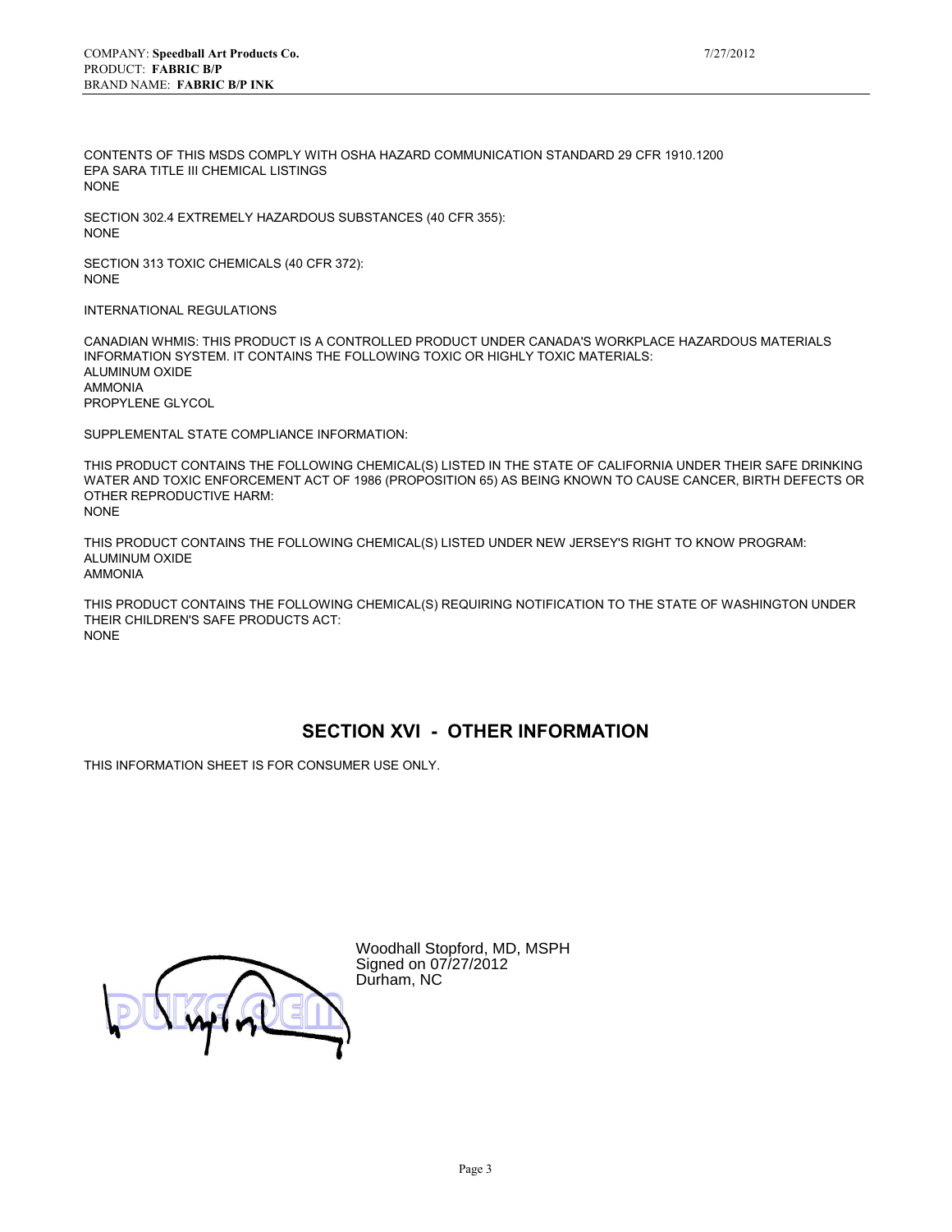CONTENTS OF THIS MSDS COMPLY WITH OSHA HAZARD COMMUNICATION STANDARD 29 CFR 1910.1200
EPA SARA TITLE III CHEMICAL LISTINGS
NONE

SECTION 302.4 EXTREMELY HAZARDOUS SUBSTANCES (40 CFR 355):
NONE

SECTION 313 TOXIC CHEMICALS (40 CFR 372):
NONE

INTERNATIONAL REGULATIONS

CANADIAN WHMIS: THIS PRODUCT IS A CONTROLLED PRODUCT UNDER CANADA'S WORKPLACE HAZARDOUS MATERIALS INFORMATION SYSTEM. IT CONTAINS THE FOLLOWING TOXIC OR HIGHLY TOXIC MATERIALS:
ALUMINUM OXIDE
AMMONIA
PROPYLENE GLYCOL

SUPPLEMENTAL STATE COMPLIANCE INFORMATION:

THIS PRODUCT CONTAINS THE FOLLOWING CHEMICAL(S) LISTED IN THE STATE OF CALIFORNIA UNDER THEIR SAFE DRINKING WATER AND TOXIC ENFORCEMENT ACT OF 1986 (PROPOSITION 65) AS BEING KNOWN TO CAUSE CANCER, BIRTH DEFECTS OR OTHER REPRODUCTIVE HARM:
NONE

THIS PRODUCT CONTAINS THE FOLLOWING CHEMICAL(S) LISTED UNDER NEW JERSEY'S RIGHT TO KNOW PROGRAM:
ALUMINUM OXIDE
AMMONIA

THIS PRODUCT CONTAINS THE FOLLOWING CHEMICAL(S) REQUIRING NOTIFICATION TO THE STATE OF WASHINGTON UNDER THEIR CHILDREN'S SAFE PRODUCTS ACT:
NONE

## SECTION XVI - OTHER INFORMATION

THIS INFORMATION SHEET IS FOR CONSUMER USE ONLY.

Woodhall Stopford, MD, MSPH
Signed on 07/27/2012
Durham, NC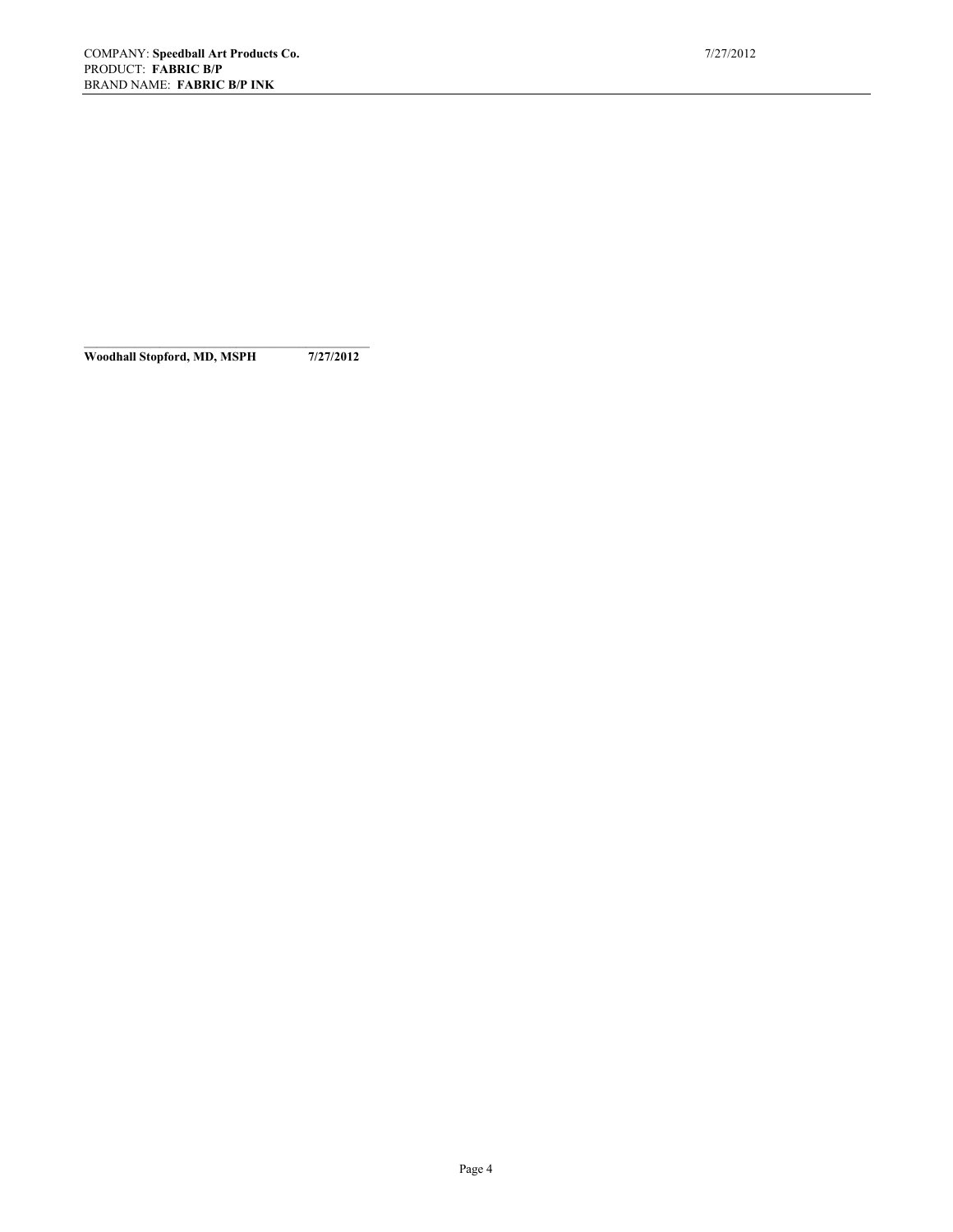**Woodhall Stopford, MD, MSPH 7/27/2012**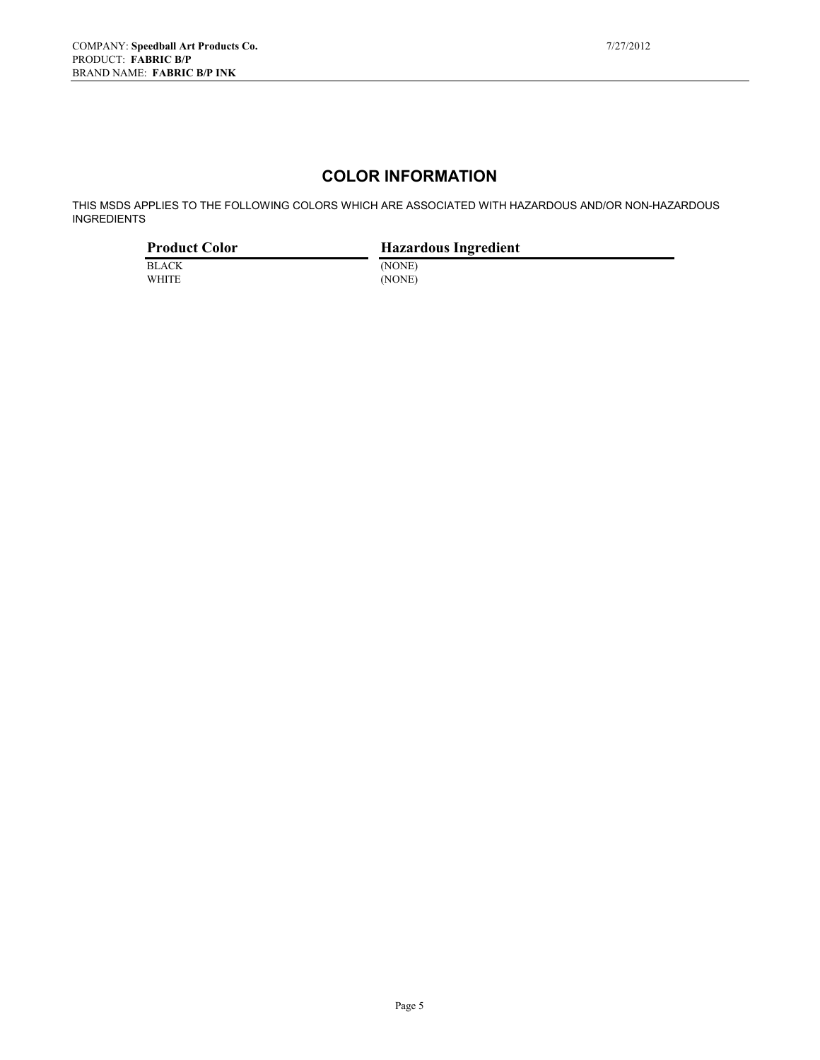## COLOR INFORMATION

THIS MSDS APPLIES TO THE FOLLOWING COLORS WHICH ARE ASSOCIATED WITH HAZARDOUS AND/OR NON-HAZARDOUS INGREDIENTS

| Product Color | Hazardous Ingredient |
|---|---|
| BLACK | (NONE) |
| WHITE | (NONE) |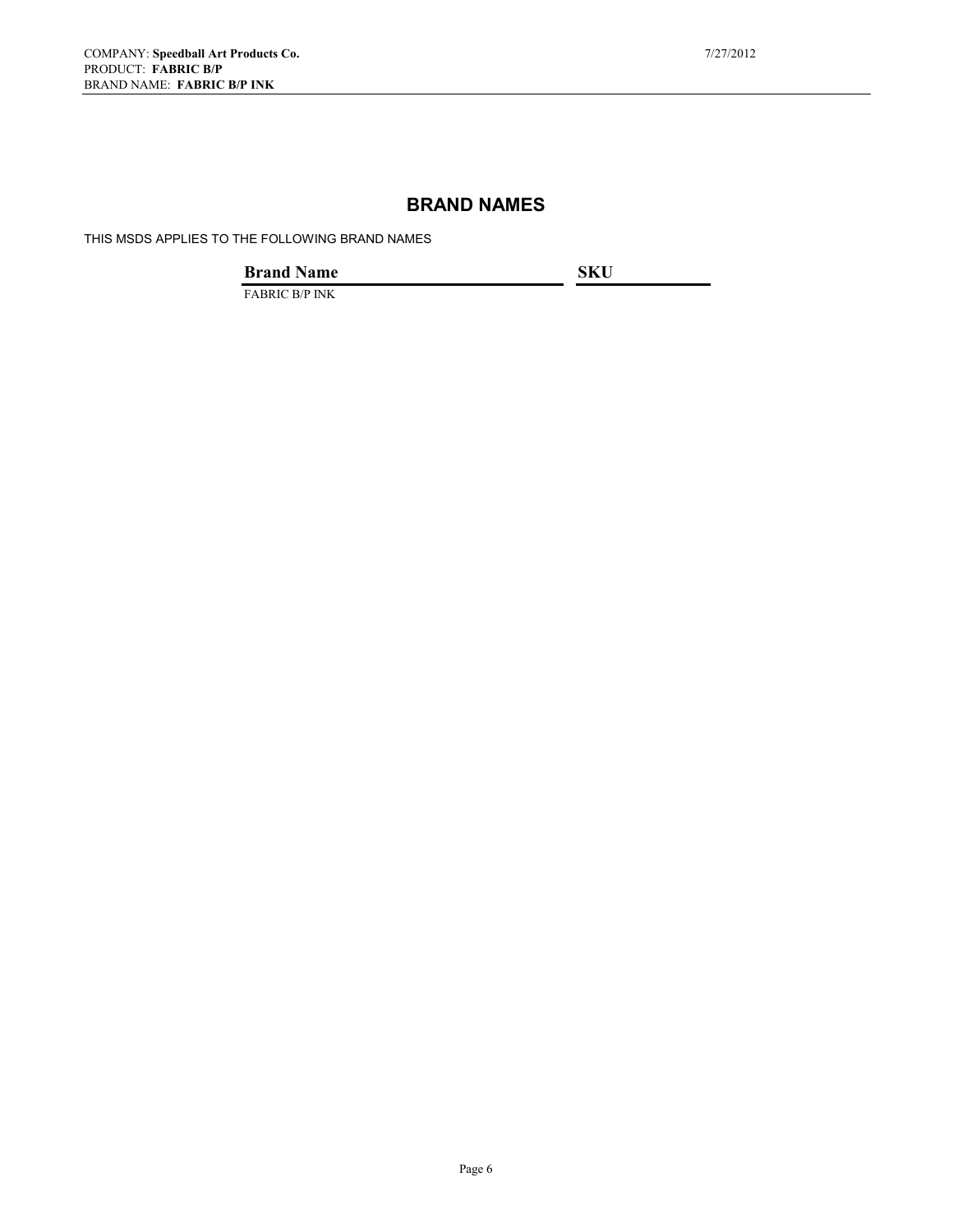## BRAND NAMES

THIS MSDS APPLIES TO THE FOLLOWING BRAND NAMES

| Brand Name | SKU |
| --- | --- |
| FABRIC B/P INK | |